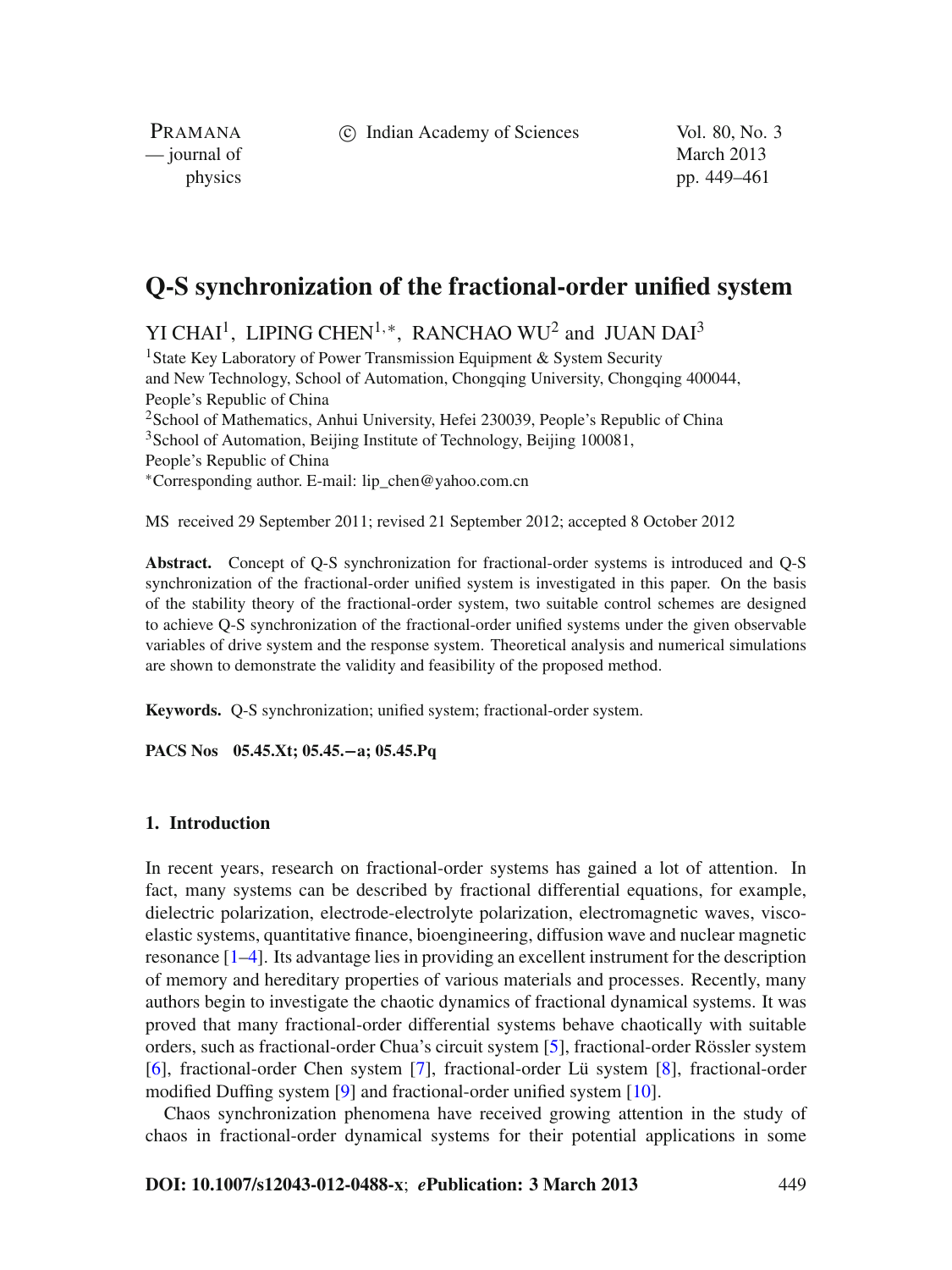# Q-S synchronization of the fractional-order unified system

YI CHAI[1], LIPING CHEN[1,*], RANCHAO WU[2] and JUAN DAI[3]

[1]State Key Laboratory of Power Transmission Equipment & System Security and New Technology, School of Automation, Chongqing University, Chongqing 400044, People's Republic of China

[2]School of Mathematics, Anhui University, Hefei 230039, People's Republic of China

[3]School of Automation, Beijing Institute of Technology, Beijing 100081, People's Republic of China

*Corresponding author. E-mail: lip_chen@yahoo.com.cn

MS received 29 September 2011; revised 21 September 2012; accepted 8 October 2012

**Abstract.** Concept of Q-S synchronization for fractional-order systems is introduced and Q-S synchronization of the fractional-order unified system is investigated in this paper. On the basis of the stability theory of the fractional-order system, two suitable control schemes are designed to achieve Q-S synchronization of the fractional-order unified systems under the given observable variables of drive system and the response system. Theoretical analysis and numerical simulations are shown to demonstrate the validity and feasibility of the proposed method.

**Keywords.** Q-S synchronization; unified system; fractional-order system.

**PACS Nos** 05.45.Xt; 05.45.−a; 05.45.Pq

## 1. Introduction

In recent years, research on fractional-order systems has gained a lot of attention. In fact, many systems can be described by fractional differential equations, for example, dielectric polarization, electrode-electrolyte polarization, electromagnetic waves, visco-elastic systems, quantitative finance, bioengineering, diffusion wave and nuclear magnetic resonance [1–4]. Its advantage lies in providing an excellent instrument for the description of memory and hereditary properties of various materials and processes. Recently, many authors begin to investigate the chaotic dynamics of fractional dynamical systems. It was proved that many fractional-order differential systems behave chaotically with suitable orders, such as fractional-order Chua's circuit system [5], fractional-order Rössler system [6], fractional-order Chen system [7], fractional-order Lü system [8], fractional-order modified Duffing system [9] and fractional-order unified system [10].

Chaos synchronization phenomena have received growing attention in the study of chaos in fractional-order dynamical systems for their potential applications in some

**DOI: 10.1007/s12043-012-0488-x**; ***e*Publication: 3 March 2013**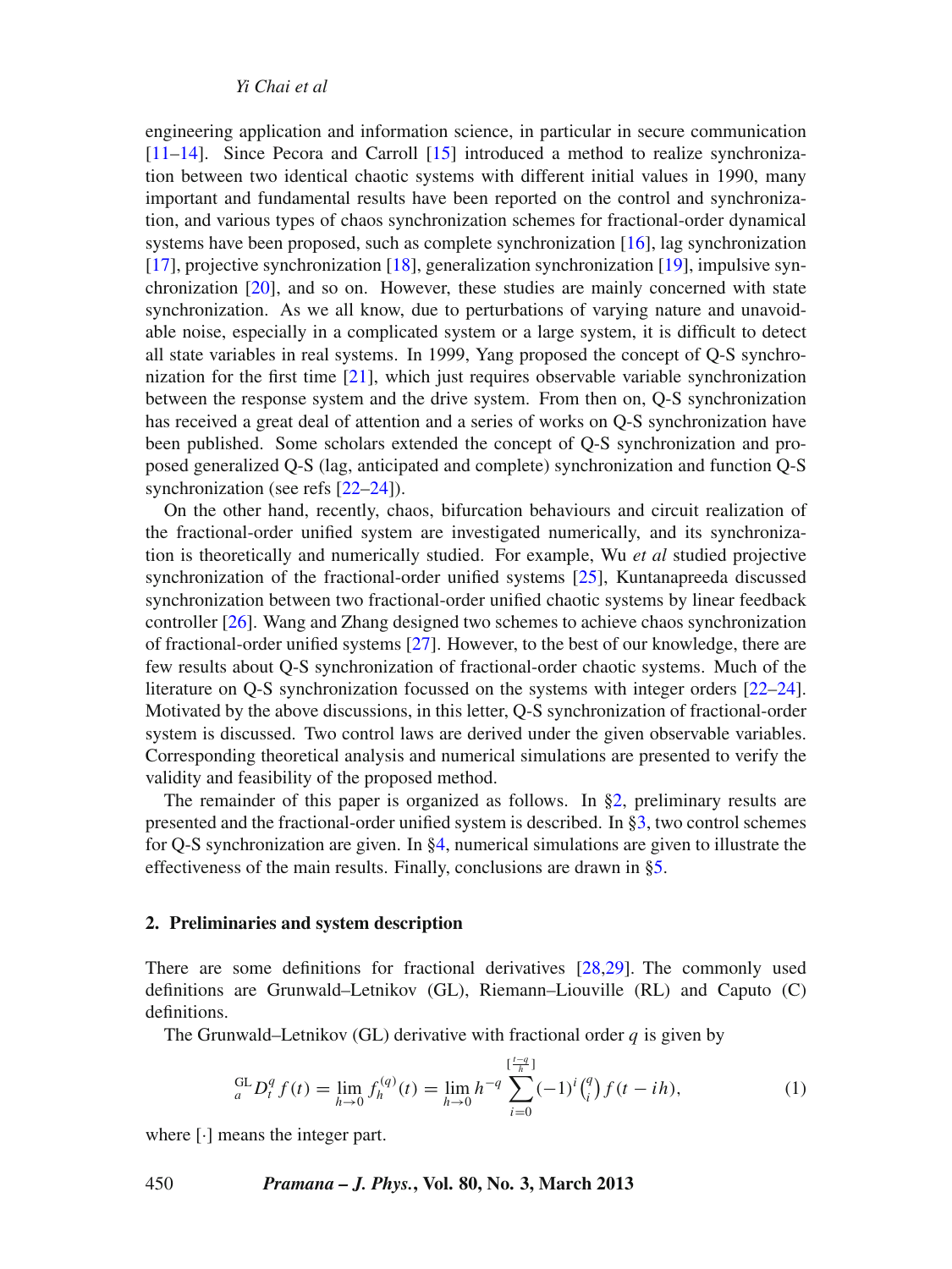engineering application and information science, in particular in secure communication [11–14]. Since Pecora and Carroll [15] introduced a method to realize synchronization between two identical chaotic systems with different initial values in 1990, many important and fundamental results have been reported on the control and synchronization, and various types of chaos synchronization schemes for fractional-order dynamical systems have been proposed, such as complete synchronization [16], lag synchronization [17], projective synchronization [18], generalization synchronization [19], impulsive synchronization [20], and so on. However, these studies are mainly concerned with state synchronization. As we all know, due to perturbations of varying nature and unavoidable noise, especially in a complicated system or a large system, it is difficult to detect all state variables in real systems. In 1999, Yang proposed the concept of Q-S synchronization for the first time [21], which just requires observable variable synchronization between the response system and the drive system. From then on, Q-S synchronization has received a great deal of attention and a series of works on Q-S synchronization have been published. Some scholars extended the concept of Q-S synchronization and proposed generalized Q-S (lag, anticipated and complete) synchronization and function Q-S synchronization (see refs [22–24]).

On the other hand, recently, chaos, bifurcation behaviours and circuit realization of the fractional-order unified system are investigated numerically, and its synchronization is theoretically and numerically studied. For example, Wu *et al* studied projective synchronization of the fractional-order unified systems [25], Kuntanapreeda discussed synchronization between two fractional-order unified chaotic systems by linear feedback controller [26]. Wang and Zhang designed two schemes to achieve chaos synchronization of fractional-order unified systems [27]. However, to the best of our knowledge, there are few results about Q-S synchronization of fractional-order chaotic systems. Much of the literature on Q-S synchronization focussed on the systems with integer orders [22–24]. Motivated by the above discussions, in this letter, Q-S synchronization of fractional-order system is discussed. Two control laws are derived under the given observable variables. Corresponding theoretical analysis and numerical simulations are presented to verify the validity and feasibility of the proposed method.

The remainder of this paper is organized as follows. In §2, preliminary results are presented and the fractional-order unified system is described. In §3, two control schemes for Q-S synchronization are given. In §4, numerical simulations are given to illustrate the effectiveness of the main results. Finally, conclusions are drawn in §5.

## 2. Preliminaries and system description

There are some definitions for fractional derivatives [28,29]. The commonly used definitions are Grunwald–Letnikov (GL), Riemann–Liouville (RL) and Caputo (C) definitions.

The Grunwald–Letnikov (GL) derivative with fractional order $q$ is given by

$$ {}_{a}^{\mathrm{GL}}D_t^q f(t) = \lim_{h\to 0} f_h^{(q)}(t) = \lim_{h\to 0} h^{-q} \sum_{i=0}^{[\frac{t-q}{h}]} (-1)^i \binom{q}{i} f(t-ih), \tag{1}$$

where $[\cdot]$ means the integer part.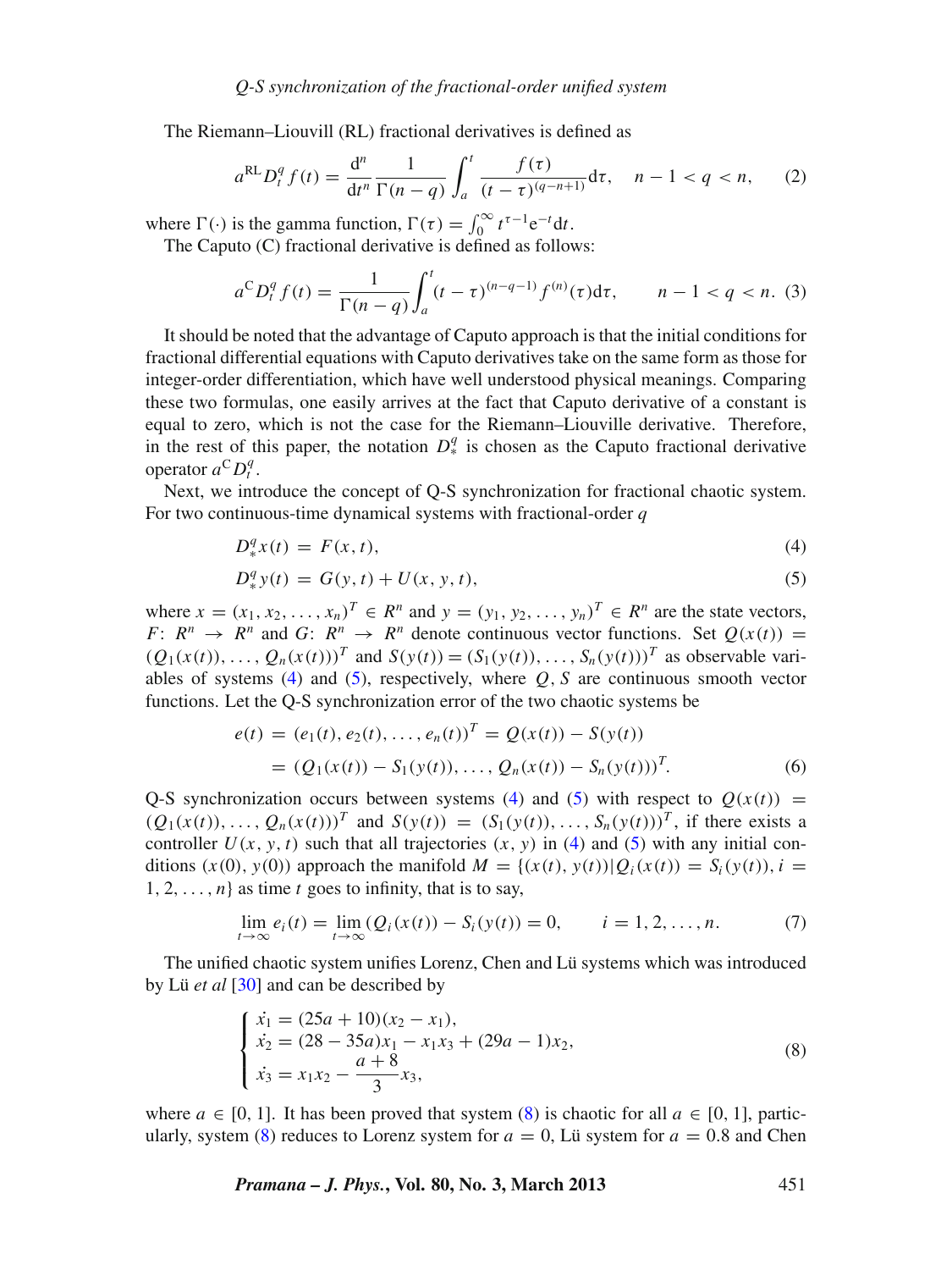The Riemann–Liouvill (RL) fractional derivatives is defined as

$$
{}_a{}^{\mathrm{RL}}D_t^q f(t) = \frac{\mathrm{d}^n}{\mathrm{d}t^n} \frac{1}{\Gamma(n-q)} \int_a^t \frac{f(\tau)}{(t-\tau)^{(q-n+1)}} \mathrm{d}\tau, \quad n-1 < q < n, \tag{2}
$$

where $\Gamma(\cdot)$ is the gamma function, $\Gamma(\tau) = \int_0^\infty t^{\tau-1} \mathrm{e}^{-t} \mathrm{d}t$.

The Caputo (C) fractional derivative is defined as follows:

$$
{}_a{}^{\mathrm{C}}D_t^q f(t) = \frac{1}{\Gamma(n-q)} \int_a^t (t-\tau)^{(n-q-1)} f^{(n)}(\tau) \mathrm{d}\tau, \qquad n-1 < q < n. \tag{3}
$$

It should be noted that the advantage of Caputo approach is that the initial conditions for fractional differential equations with Caputo derivatives take on the same form as those for integer-order differentiation, which have well understood physical meanings. Comparing these two formulas, one easily arrives at the fact that Caputo derivative of a constant is equal to zero, which is not the case for the Riemann–Liouville derivative. Therefore, in the rest of this paper, the notation $D_*^q$ is chosen as the Caputo fractional derivative operator ${}_a{}^{\mathrm{C}}D_t^q$.

Next, we introduce the concept of Q-S synchronization for fractional chaotic system. For two continuous-time dynamical systems with fractional-order $q$

$$
D_*^q x(t) = F(x, t), \tag{4}
$$

$$
D_*^q y(t) = G(y, t) + U(x, y, t), \tag{5}
$$

where $x = (x_1, x_2, \ldots, x_n)^T \in R^n$ and $y = (y_1, y_2, \ldots, y_n)^T \in R^n$ are the state vectors, $F\colon R^n \to R^n$ and $G\colon R^n \to R^n$ denote continuous vector functions. Set $Q(x(t)) = (Q_1(x(t)), \ldots, Q_n(x(t)))^T$ and $S(y(t)) = (S_1(y(t)), \ldots, S_n(y(t)))^T$ as observable variables of systems (4) and (5), respectively, where $Q, S$ are continuous smooth vector functions. Let the Q-S synchronization error of the two chaotic systems be

$$
\begin{aligned}
e(t) &= (e_1(t), e_2(t), \ldots, e_n(t))^T = Q(x(t)) - S(y(t)) \\
&= (Q_1(x(t)) - S_1(y(t)), \ldots, Q_n(x(t)) - S_n(y(t)))^T.
\end{aligned} \tag{6}
$$

Q-S synchronization occurs between systems (4) and (5) with respect to $Q(x(t)) = (Q_1(x(t)), \ldots, Q_n(x(t)))^T$ and $S(y(t)) = (S_1(y(t)), \ldots, S_n(y(t)))^T$, if there exists a controller $U(x, y, t)$ such that all trajectories $(x, y)$ in (4) and (5) with any initial conditions $(x(0), y(0))$ approach the manifold $M = \{(x(t), y(t)) | Q_i(x(t)) = S_i(y(t)), i = 1, 2, \ldots, n\}$ as time $t$ goes to infinity, that is to say,

$$
\lim_{t\to\infty} e_i(t) = \lim_{t\to\infty} (Q_i(x(t)) - S_i(y(t)) = 0, \qquad i = 1, 2, \ldots, n. \tag{7}
$$

The unified chaotic system unifies Lorenz, Chen and Lü systems which was introduced by Lü *et al* [30] and can be described by

$$
\begin{cases}
\dot{x_1} = (25a + 10)(x_2 - x_1), \\
\dot{x_2} = (28 - 35a)x_1 - x_1 x_3 + (29a - 1)x_2, \\
\dot{x_3} = x_1 x_2 - \dfrac{a+8}{3} x_3,
\end{cases} \tag{8}
$$

where $a \in [0, 1]$. It has been proved that system (8) is chaotic for all $a \in [0, 1]$, particularly, system (8) reduces to Lorenz system for $a = 0$, Lü system for $a = 0.8$ and Chen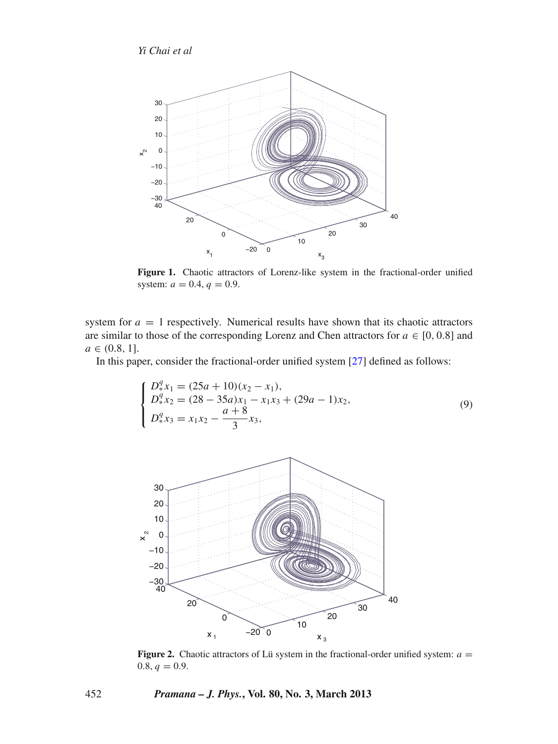**Figure 1.** Chaotic attractors of Lorenz-like system in the fractional-order unified system: $a = 0.4$, $q = 0.9$.

system for $a = 1$ respectively. Numerical results have shown that its chaotic attractors are similar to those of the corresponding Lorenz and Chen attractors for $a \in [0, 0.8]$ and $a \in (0.8, 1]$.

In this paper, consider the fractional-order unified system [27] defined as follows:

$$\begin{cases} D_*^q x_1 = (25a + 10)(x_2 - x_1), \\ D_*^q x_2 = (28 - 35a)x_1 - x_1 x_3 + (29a - 1)x_2, \\ D_*^q x_3 = x_1 x_2 - \dfrac{a+8}{3} x_3, \end{cases} \tag{9}$$

**Figure 2.** Chaotic attractors of Lü system in the fractional-order unified system: $a = 0.8$, $q = 0.9$.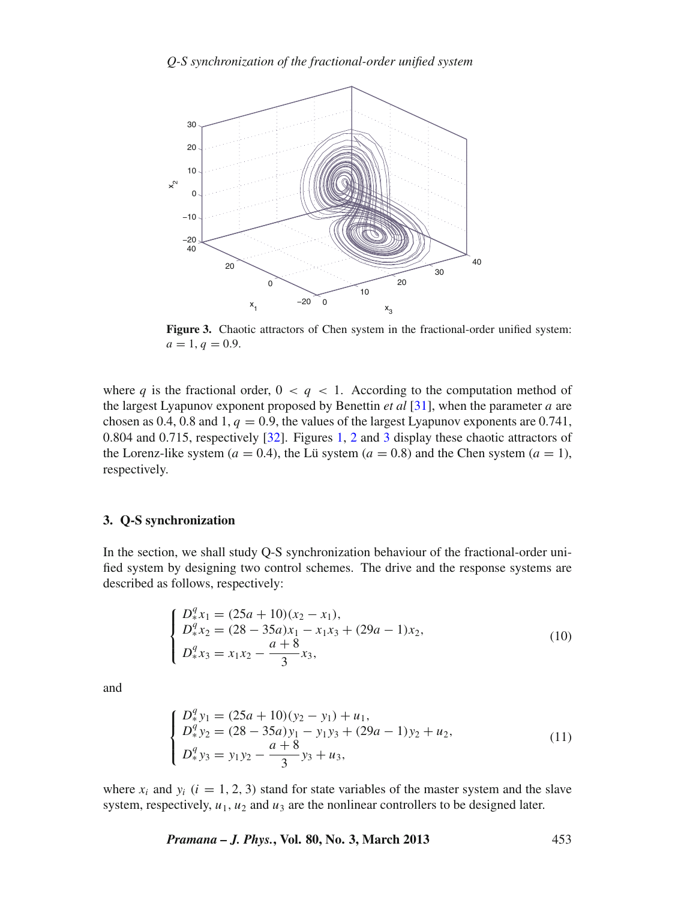Figure 3. Chaotic attractors of Chen system in the fractional-order unified system: $a = 1, q = 0.9$.

where $q$ is the fractional order, $0 < q < 1$. According to the computation method of the largest Lyapunov exponent proposed by Benettin *et al* [31], when the parameter $a$ are chosen as 0.4, 0.8 and 1, $q = 0.9$, the values of the largest Lyapunov exponents are 0.741, 0.804 and 0.715, respectively [32]. Figures 1, 2 and 3 display these chaotic attractors of the Lorenz-like system ($a = 0.4$), the Lü system ($a = 0.8$) and the Chen system ($a = 1$), respectively.

### 3. Q-S synchronization

In the section, we shall study Q-S synchronization behaviour of the fractional-order unified system by designing two control schemes. The drive and the response systems are described as follows, respectively:

$$
\begin{cases}
D_*^q x_1 = (25a + 10)(x_2 - x_1),\\
D_*^q x_2 = (28 - 35a)x_1 - x_1 x_3 + (29a - 1)x_2,\\
D_*^q x_3 = x_1 x_2 - \dfrac{a+8}{3} x_3,
\end{cases}
\tag{10}
$$

and

$$
\begin{cases}
D_*^q y_1 = (25a + 10)(y_2 - y_1) + u_1,\\
D_*^q y_2 = (28 - 35a)y_1 - y_1 y_3 + (29a - 1)y_2 + u_2,\\
D_*^q y_3 = y_1 y_2 - \dfrac{a+8}{3} y_3 + u_3,
\end{cases}
\tag{11}
$$

where $x_i$ and $y_i$ ($i = 1, 2, 3$) stand for state variables of the master system and the slave system, respectively, $u_1$, $u_2$ and $u_3$ are the nonlinear controllers to be designed later.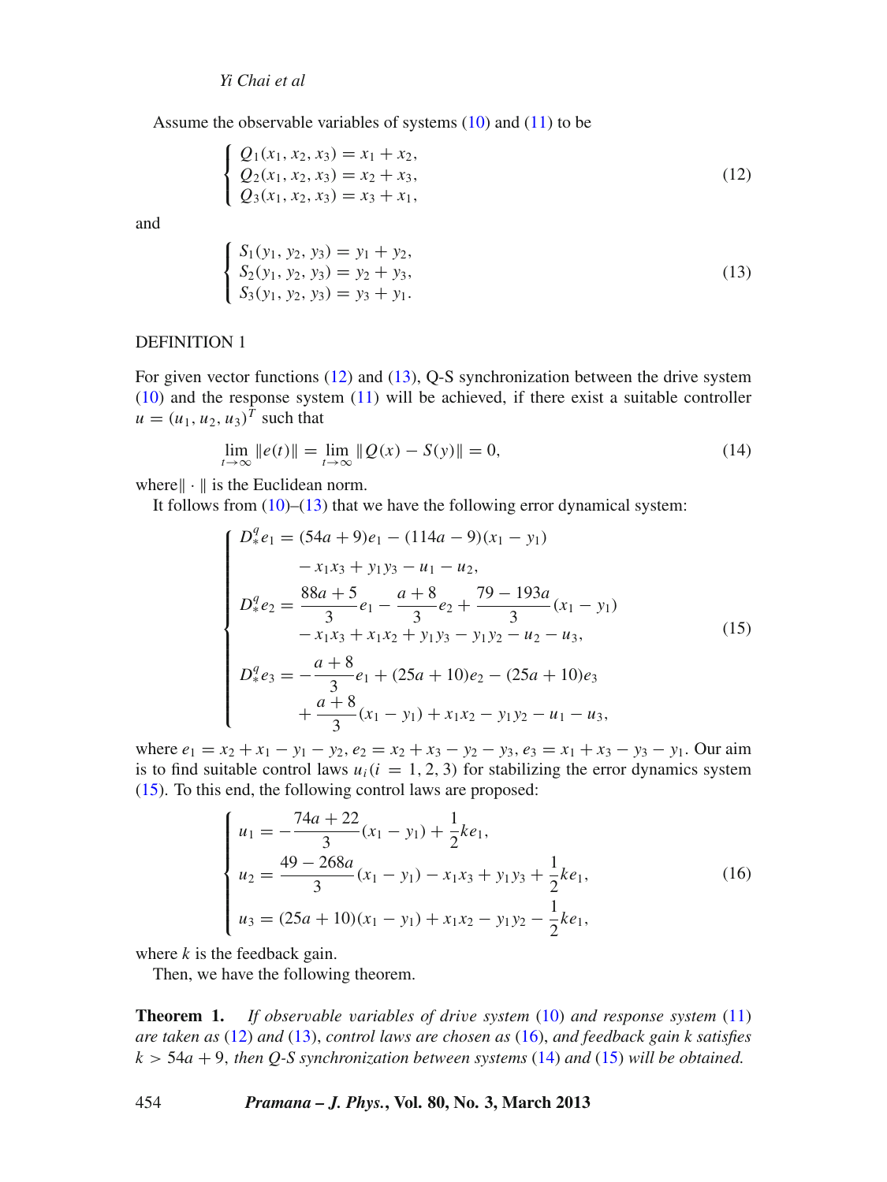Assume the observable variables of systems (10) and (11) to be

$$
\begin{cases}
Q_1(x_1, x_2, x_3) = x_1 + x_2, \\
Q_2(x_1, x_2, x_3) = x_2 + x_3, \\
Q_3(x_1, x_2, x_3) = x_3 + x_1,
\end{cases}
\tag{12}
$$

and

$$
\begin{cases}
S_1(y_1, y_2, y_3) = y_1 + y_2, \\
S_2(y_1, y_2, y_3) = y_2 + y_3, \\
S_3(y_1, y_2, y_3) = y_3 + y_1.
\end{cases}
\tag{13}
$$

DEFINITION 1

For given vector functions (12) and (13), Q-S synchronization between the drive system (10) and the response system (11) will be achieved, if there exist a suitable controller $u = (u_1, u_2, u_3)^T$ such that

$$
\lim_{t\to\infty} \|e(t)\| = \lim_{t\to\infty} \|Q(x) - S(y)\| = 0,
\tag{14}
$$

where$\|\cdot\|$ is the Euclidean norm.

It follows from (10)–(13) that we have the following error dynamical system:

$$
\begin{cases}
D_*^q e_1 = (54a+9)e_1 - (114a-9)(x_1 - y_1) \\
\qquad\quad - x_1x_3 + y_1y_3 - u_1 - u_2, \\
D_*^q e_2 = \dfrac{88a+5}{3}e_1 - \dfrac{a+8}{3}e_2 + \dfrac{79-193a}{3}(x_1 - y_1) \\
\qquad\quad - x_1x_3 + x_1x_2 + y_1y_3 - y_1y_2 - u_2 - u_3, \\
D_*^q e_3 = -\dfrac{a+8}{3}e_1 + (25a+10)e_2 - (25a+10)e_3 \\
\qquad\quad + \dfrac{a+8}{3}(x_1 - y_1) + x_1x_2 - y_1y_2 - u_1 - u_3,
\end{cases}
\tag{15}
$$

where $e_1 = x_2 + x_1 - y_1 - y_2$, $e_2 = x_2 + x_3 - y_2 - y_3$, $e_3 = x_1 + x_3 - y_3 - y_1$. Our aim is to find suitable control laws $u_i (i = 1, 2, 3)$ for stabilizing the error dynamics system (15). To this end, the following control laws are proposed:

$$
\begin{cases}
u_1 = -\dfrac{74a+22}{3}(x_1 - y_1) + \dfrac{1}{2}ke_1, \\
u_2 = \dfrac{49-268a}{3}(x_1 - y_1) - x_1x_3 + y_1y_3 + \dfrac{1}{2}ke_1, \\
u_3 = (25a+10)(x_1 - y_1) + x_1x_2 - y_1y_2 - \dfrac{1}{2}ke_1,
\end{cases}
\tag{16}
$$

where $k$ is the feedback gain.

Then, we have the following theorem.

**Theorem 1.** *If observable variables of drive system (10) and response system (11) are taken as (12) and (13), control laws are chosen as (16), and feedback gain $k$ satisfies $k > 54a + 9$, then Q-S synchronization between systems (14) and (15) will be obtained.*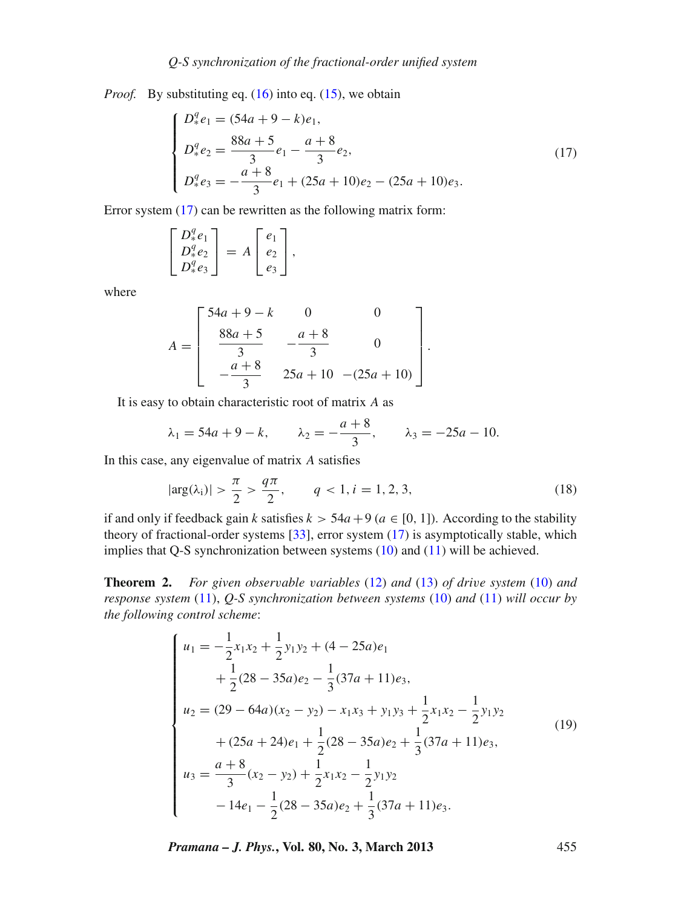*Proof.* By substituting eq. (16) into eq. (15), we obtain

$$
\begin{cases}
D_*^q e_1 = (54a + 9 - k)e_1, \\
D_*^q e_2 = \dfrac{88a + 5}{3} e_1 - \dfrac{a + 8}{3} e_2, \\
D_*^q e_3 = -\dfrac{a + 8}{3} e_1 + (25a + 10)e_2 - (25a + 10)e_3.
\end{cases}
\tag{17}
$$

Error system (17) can be rewritten as the following matrix form:

$$
\begin{bmatrix} D_*^q e_1 \\ D_*^q e_2 \\ D_*^q e_3 \end{bmatrix} = A \begin{bmatrix} e_1 \\ e_2 \\ e_3 \end{bmatrix},
$$

where

$$
A = \begin{bmatrix} 54a + 9 - k & 0 & 0 \\ \dfrac{88a + 5}{3} & -\dfrac{a + 8}{3} & 0 \\ -\dfrac{a + 8}{3} & 25a + 10 & -(25a + 10) \end{bmatrix}.
$$

It is easy to obtain characteristic root of matrix $A$ as

$$
\lambda_1 = 54a + 9 - k, \qquad \lambda_2 = -\frac{a + 8}{3}, \qquad \lambda_3 = -25a - 10.
$$

In this case, any eigenvalue of matrix $A$ satisfies

$$
|\arg(\lambda_i)| > \frac{\pi}{2} > \frac{q\pi}{2}, \qquad q < 1, i = 1, 2, 3,
\tag{18}
$$

if and only if feedback gain $k$ satisfies $k > 54a + 9$ ($a \in [0, 1]$). According to the stability theory of fractional-order systems [33], error system (17) is asymptotically stable, which implies that Q-S synchronization between systems (10) and (11) will be achieved.

**Theorem 2.** *For given observable variables (12) and (13) of drive system (10) and response system (11), Q-S synchronization between systems (10) and (11) will occur by the following control scheme*:

$$
\begin{cases}
u_1 = -\dfrac{1}{2} x_1 x_2 + \dfrac{1}{2} y_1 y_2 + (4 - 25a)e_1 \\
\qquad + \dfrac{1}{2}(28 - 35a)e_2 - \dfrac{1}{3}(37a + 11)e_3, \\
u_2 = (29 - 64a)(x_2 - y_2) - x_1 x_3 + y_1 y_3 + \dfrac{1}{2} x_1 x_2 - \dfrac{1}{2} y_1 y_2 \\
\qquad + (25a + 24)e_1 + \dfrac{1}{2}(28 - 35a)e_2 + \dfrac{1}{3}(37a + 11)e_3, \\
u_3 = \dfrac{a + 8}{3}(x_2 - y_2) + \dfrac{1}{2} x_1 x_2 - \dfrac{1}{2} y_1 y_2 \\
\qquad - 14e_1 - \dfrac{1}{2}(28 - 35a)e_2 + \dfrac{1}{3}(37a + 11)e_3.
\end{cases}
\tag{19}
$$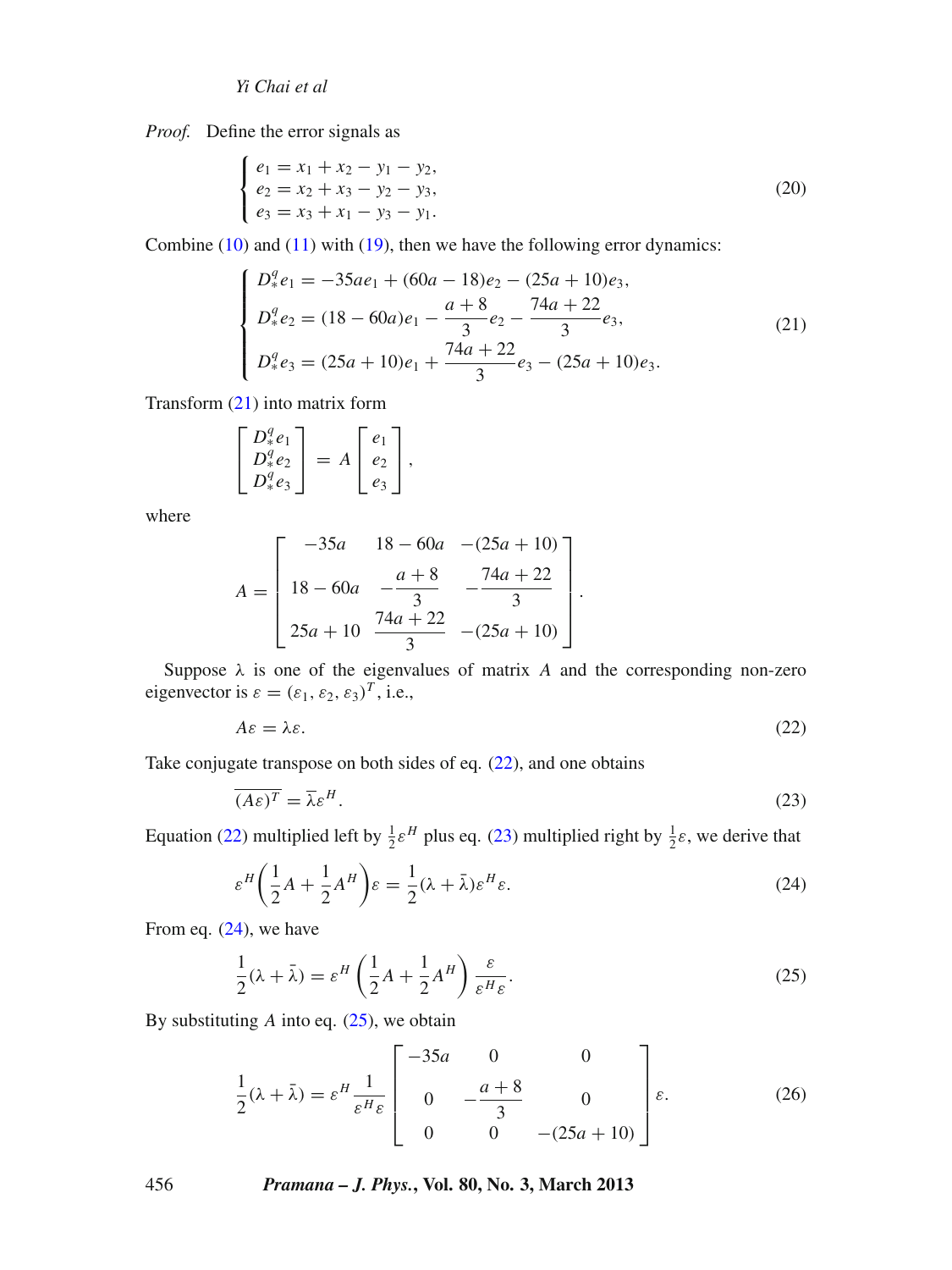*Proof.* Define the error signals as

$$\begin{cases} e_1 = x_1 + x_2 - y_1 - y_2, \\ e_2 = x_2 + x_3 - y_2 - y_3, \\ e_3 = x_3 + x_1 - y_3 - y_1. \end{cases} \tag{20}$$

Combine (10) and (11) with (19), then we have the following error dynamics:

$$\begin{cases} D_*^q e_1 = -35ae_1 + (60a - 18)e_2 - (25a + 10)e_3, \\ D_*^q e_2 = (18 - 60a)e_1 - \dfrac{a+8}{3}e_2 - \dfrac{74a+22}{3}e_3, \\ D_*^q e_3 = (25a + 10)e_1 + \dfrac{74a+22}{3}e_3 - (25a + 10)e_3. \end{cases} \tag{21}$$

Transform (21) into matrix form

$$\begin{bmatrix} D_*^q e_1 \\ D_*^q e_2 \\ D_*^q e_3 \end{bmatrix} = A \begin{bmatrix} e_1 \\ e_2 \\ e_3 \end{bmatrix},$$

where

$$A = \begin{bmatrix} -35a & 18 - 60a & -(25a + 10) \\ 18 - 60a & -\dfrac{a+8}{3} & -\dfrac{74a+22}{3} \\ 25a + 10 & \dfrac{74a+22}{3} & -(25a + 10) \end{bmatrix}.$$

Suppose $\lambda$ is one of the eigenvalues of matrix $A$ and the corresponding non-zero eigenvector is $\varepsilon = (\varepsilon_1, \varepsilon_2, \varepsilon_3)^T$, i.e.,

$$A\varepsilon = \lambda\varepsilon. \tag{22}$$

Take conjugate transpose on both sides of eq. (22), and one obtains

$$\overline{(A\varepsilon)^T} = \bar{\lambda}\varepsilon^H. \tag{23}$$

Equation (22) multiplied left by $\frac{1}{2}\varepsilon^H$ plus eq. (23) multiplied right by $\frac{1}{2}\varepsilon$, we derive that

$$\varepsilon^H \left( \frac{1}{2}A + \frac{1}{2}A^H \right) \varepsilon = \frac{1}{2}(\lambda + \bar{\lambda})\varepsilon^H \varepsilon. \tag{24}$$

From eq. (24), we have

$$\frac{1}{2}(\lambda + \bar{\lambda}) = \varepsilon^H \left( \frac{1}{2}A + \frac{1}{2}A^H \right) \frac{\varepsilon}{\varepsilon^H \varepsilon}. \tag{25}$$

By substituting $A$ into eq. (25), we obtain

$$\frac{1}{2}(\lambda + \bar{\lambda}) = \varepsilon^H \frac{1}{\varepsilon^H \varepsilon} \begin{bmatrix} -35a & 0 & 0 \\ 0 & -\dfrac{a+8}{3} & 0 \\ 0 & 0 & -(25a + 10) \end{bmatrix} \varepsilon. \tag{26}$$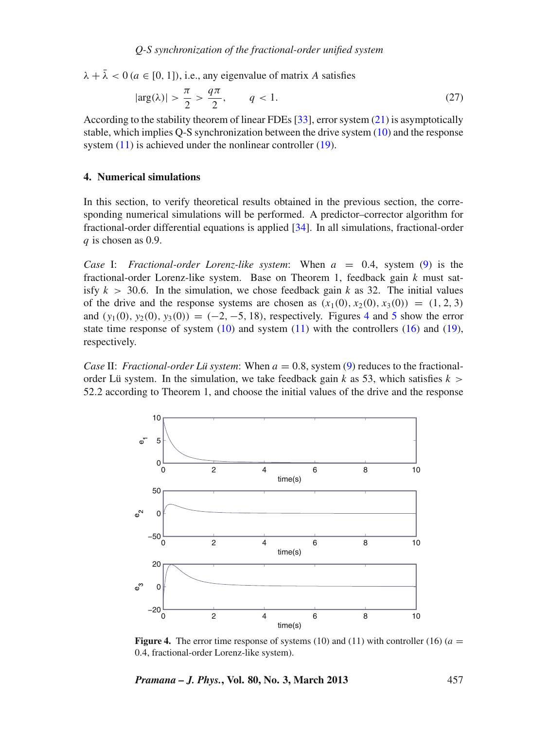$\lambda + \bar{\lambda} < 0 \, (a \in [0, 1])$, i.e., any eigenvalue of matrix $A$ satisfies

$$|\arg(\lambda)| > \frac{\pi}{2} > \frac{q\pi}{2}, \qquad q < 1. \tag{27}$$

According to the stability theorem of linear FDEs [33], error system (21) is asymptotically stable, which implies Q-S synchronization between the drive system (10) and the response system (11) is achieved under the nonlinear controller (19).

## 4. Numerical simulations

In this section, to verify theoretical results obtained in the previous section, the corresponding numerical simulations will be performed. A predictor–corrector algorithm for fractional-order differential equations is applied [34]. In all simulations, fractional-order $q$ is chosen as 0.9.

*Case* I: *Fractional-order Lorenz-like system*: When $a = 0.4$, system (9) is the fractional-order Lorenz-like system. Base on Theorem 1, feedback gain $k$ must satisfy $k > 30.6$. In the simulation, we chose feedback gain $k$ as 32. The initial values of the drive and the response systems are chosen as $(x_1(0), x_2(0), x_3(0)) = (1, 2, 3)$ and $(y_1(0), y_2(0), y_3(0)) = (-2, -5, 18)$, respectively. Figures 4 and 5 show the error state time response of system (10) and system (11) with the controllers (16) and (19), respectively.

*Case* II: *Fractional-order Lü system*: When $a = 0.8$, system (9) reduces to the fractional-order Lü system. In the simulation, we take feedback gain $k$ as 53, which satisfies $k > 52.2$ according to Theorem 1, and choose the initial values of the drive and the response

**Figure 4.** The error time response of systems (10) and (11) with controller (16) ($a = 0.4$, fractional-order Lorenz-like system).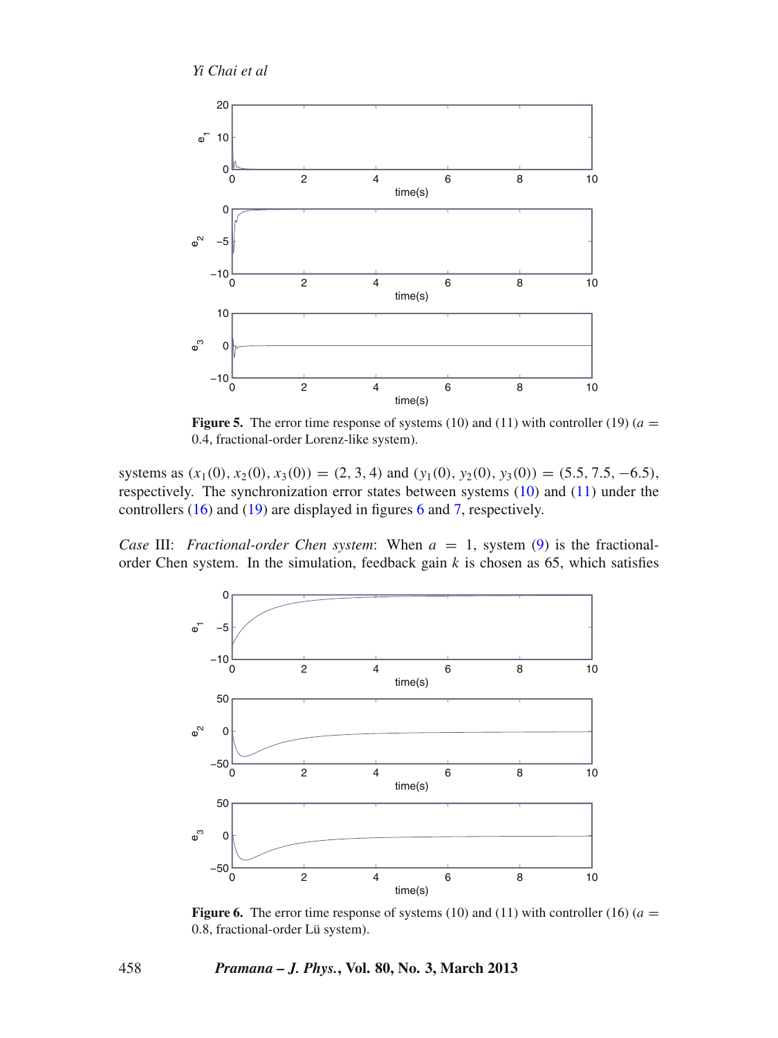Figure 5. The error time response of systems (10) and (11) with controller (19) ($a = 0.4$, fractional-order Lorenz-like system).

systems as $(x_1(0), x_2(0), x_3(0)) = (2, 3, 4)$ and $(y_1(0), y_2(0), y_3(0)) = (5.5, 7.5, -6.5)$, respectively. The synchronization error states between systems (10) and (11) under the controllers (16) and (19) are displayed in figures 6 and 7, respectively.

*Case* III: *Fractional-order Chen system*: When $a = 1$, system (9) is the fractional-order Chen system. In the simulation, feedback gain $k$ is chosen as 65, which satisfies

Figure 6. The error time response of systems (10) and (11) with controller (16) ($a = 0.8$, fractional-order Lü system).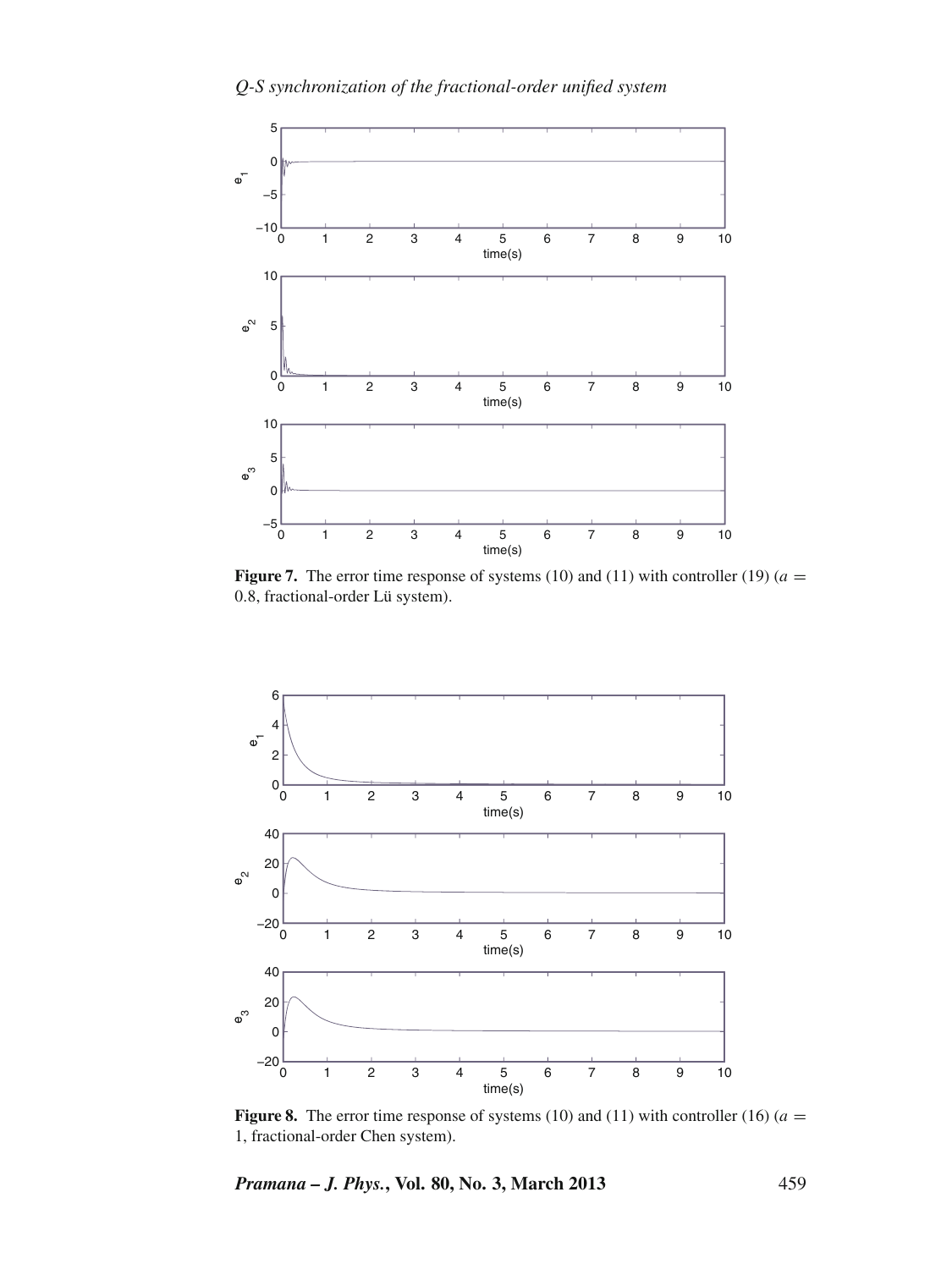**Figure 7.** The error time response of systems (10) and (11) with controller (19) ($a = 0.8$, fractional-order Lü system).

**Figure 8.** The error time response of systems (10) and (11) with controller (16) ($a = 1$, fractional-order Chen system).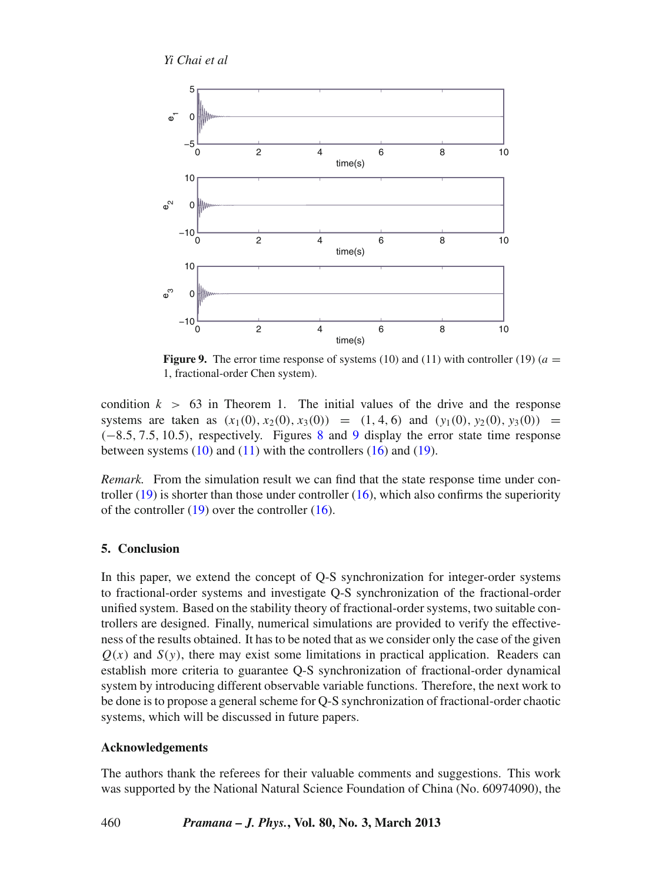**Figure 9.** The error time response of systems (10) and (11) with controller (19) ($a = 1$, fractional-order Chen system).

condition $k > 63$ in Theorem 1. The initial values of the drive and the response systems are taken as $(x_1(0), x_2(0), x_3(0)) = (1, 4, 6)$ and $(y_1(0), y_2(0), y_3(0)) = (-8.5, 7.5, 10.5)$, respectively. Figures 8 and 9 display the error state time response between systems (10) and (11) with the controllers (16) and (19).

*Remark.* From the simulation result we can find that the state response time under controller (19) is shorter than those under controller (16), which also confirms the superiority of the controller (19) over the controller (16).

## 5. Conclusion

In this paper, we extend the concept of Q-S synchronization for integer-order systems to fractional-order systems and investigate Q-S synchronization of the fractional-order unified system. Based on the stability theory of fractional-order systems, two suitable controllers are designed. Finally, numerical simulations are provided to verify the effectiveness of the results obtained. It has to be noted that as we consider only the case of the given $Q(x)$ and $S(y)$, there may exist some limitations in practical application. Readers can establish more criteria to guarantee Q-S synchronization of fractional-order dynamical system by introducing different observable variable functions. Therefore, the next work to be done is to propose a general scheme for Q-S synchronization of fractional-order chaotic systems, which will be discussed in future papers.

### Acknowledgements

The authors thank the referees for their valuable comments and suggestions. This work was supported by the National Natural Science Foundation of China (No. 60974090), the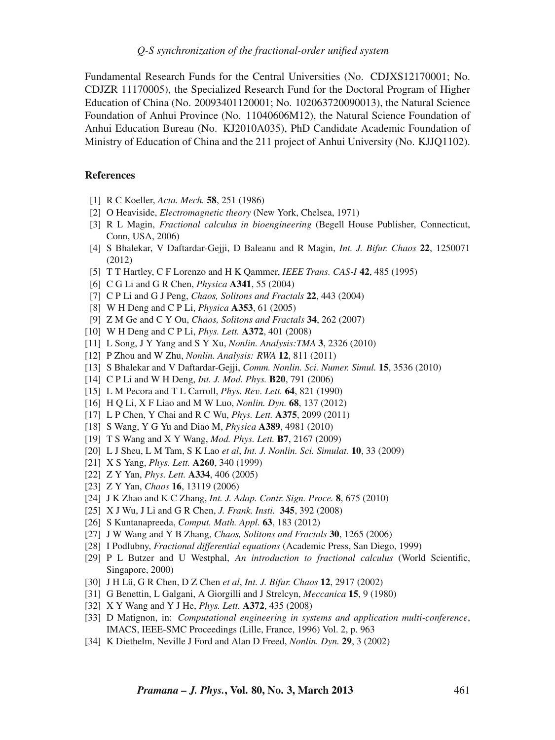Fundamental Research Funds for the Central Universities (No. CDJXS12170001; No. CDJZR 11170005), the Specialized Research Fund for the Doctoral Program of Higher Education of China (No. 20093401120001; No. 102063720090013), the Natural Science Foundation of Anhui Province (No. 11040606M12), the Natural Science Foundation of Anhui Education Bureau (No. KJ2010A035), PhD Candidate Academic Foundation of Ministry of Education of China and the 211 project of Anhui University (No. KJJQ1102).

## References

[1] R C Koeller, *Acta. Mech.* **58**, 251 (1986)

[2] O Heaviside, *Electromagnetic theory* (New York, Chelsea, 1971)

[3] R L Magin, *Fractional calculus in bioengineering* (Begell House Publisher, Connecticut, Conn, USA, 2006)

[4] S Bhalekar, V Daftardar-Gejji, D Baleanu and R Magin, *Int. J. Bifur. Chaos* **22**, 1250071 (2012)

[5] T T Hartley, C F Lorenzo and H K Qammer, *IEEE Trans. CAS-I* **42**, 485 (1995)

[6] C G Li and G R Chen, *Physica* **A341**, 55 (2004)

[7] C P Li and G J Peng, *Chaos, Solitons and Fractals* **22**, 443 (2004)

[8] W H Deng and C P Li, *Physica* **A353**, 61 (2005)

[9] Z M Ge and C Y Ou, *Chaos, Solitons and Fractals* **34**, 262 (2007)

[10] W H Deng and C P Li, *Phys. Lett.* **A372**, 401 (2008)

[11] L Song, J Y Yang and S Y Xu, *Nonlin. Analysis:TMA* **3**, 2326 (2010)

[12] P Zhou and W Zhu, *Nonlin. Analysis: RWA* **12**, 811 (2011)

[13] S Bhalekar and V Daftardar-Gejji, *Comm. Nonlin. Sci. Numer. Simul.* **15**, 3536 (2010)

[14] C P Li and W H Deng, *Int. J. Mod. Phys.* **B20**, 791 (2006)

[15] L M Pecora and T L Carroll, *Phys. Rev. Lett.* **64**, 821 (1990)

[16] H Q Li, X F Liao and M W Luo, *Nonlin. Dyn.* **68**, 137 (2012)

[17] L P Chen, Y Chai and R C Wu, *Phys. Lett.* **A375**, 2099 (2011)

[18] S Wang, Y G Yu and Diao M, *Physica* **A389**, 4981 (2010)

[19] T S Wang and X Y Wang, *Mod. Phys. Lett.* **B7**, 2167 (2009)

[20] L J Sheu, L M Tam, S K Lao *et al*, *Int. J. Nonlin. Sci. Simulat.* **10**, 33 (2009)

[21] X S Yang, *Phys. Lett.* **A260**, 340 (1999)

[22] Z Y Yan, *Phys. Lett.* **A334**, 406 (2005)

[23] Z Y Yan, *Chaos* **16**, 13119 (2006)

[24] J K Zhao and K C Zhang, *Int. J. Adap. Contr. Sign. Proce.* **8**, 675 (2010)

[25] X J Wu, J Li and G R Chen, *J. Frank. Insti.* **345**, 392 (2008)

[26] S Kuntanapreeda, *Comput. Math. Appl.* **63**, 183 (2012)

[27] J W Wang and Y B Zhang, *Chaos, Solitons and Fractals* **30**, 1265 (2006)

[28] I Podlubny, *Fractional differential equations* (Academic Press, San Diego, 1999)

[29] P L Butzer and U Westphal, *An introduction to fractional calculus* (World Scientific, Singapore, 2000)

[30] J H Lü, G R Chen, D Z Chen *et al*, *Int. J. Bifur. Chaos* **12**, 2917 (2002)

[31] G Benettin, L Galgani, A Giorgilli and J Strelcyn, *Meccanica* **15**, 9 (1980)

[32] X Y Wang and Y J He, *Phys. Lett.* **A372**, 435 (2008)

[33] D Matignon, in: *Computational engineering in systems and application multi-conference*, IMACS, IEEE-SMC Proceedings (Lille, France, 1996) Vol. 2, p. 963

[34] K Diethelm, Neville J Ford and Alan D Freed, *Nonlin. Dyn.* **29**, 3 (2002)